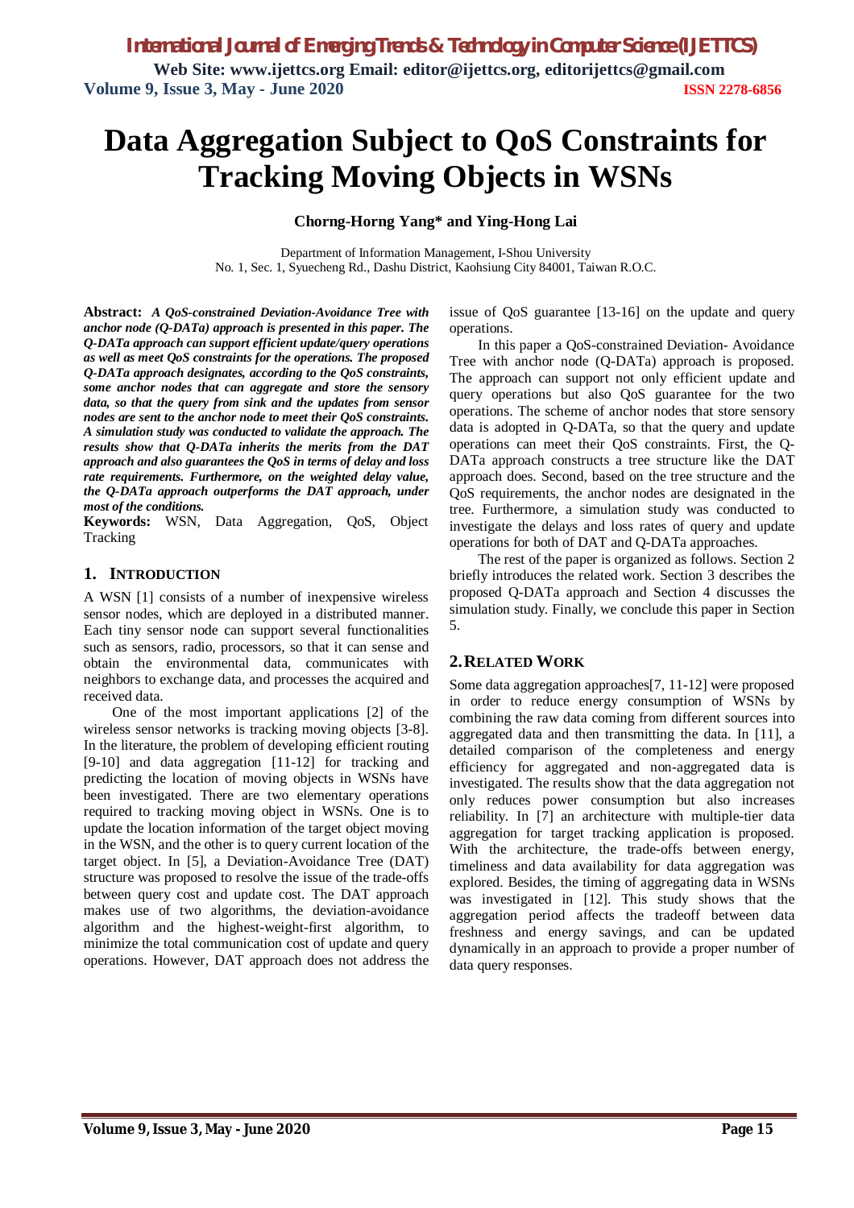# Data Aggregation Subject to QoS Constraints for Tracking Moving Objects in WSNs

**Chorng-Horng Yang\* and Ying-Hong Lai**

Department of Information Management, I-Shou University
No. 1, Sec. 1, Syuecheng Rd., Dashu District, Kaohsiung City 84001, Taiwan R.O.C.

**Abstract:** ***A QoS-constrained Deviation-Avoidance Tree with anchor node (Q-DATa) approach is presented in this paper. The Q-DATa approach can support efficient update/query operations as well as meet QoS constraints for the operations. The proposed Q-DATa approach designates, according to the QoS constraints, some anchor nodes that can aggregate and store the sensory data, so that the query from sink and the updates from sensor nodes are sent to the anchor node to meet their QoS constraints. A simulation study was conducted to validate the approach. The results show that Q-DATa inherits the merits from the DAT approach and also guarantees the QoS in terms of delay and loss rate requirements. Furthermore, on the weighted delay value, the Q-DATa approach outperforms the DAT approach, under most of the conditions.***

**Keywords:** WSN, Data Aggregation, QoS, Object Tracking

## 1. INTRODUCTION

A WSN [1] consists of a number of inexpensive wireless sensor nodes, which are deployed in a distributed manner. Each tiny sensor node can support several functionalities such as sensors, radio, processors, so that it can sense and obtain the environmental data, communicates with neighbors to exchange data, and processes the acquired and received data.

One of the most important applications [2] of the wireless sensor networks is tracking moving objects [3-8]. In the literature, the problem of developing efficient routing [9-10] and data aggregation [11-12] for tracking and predicting the location of moving objects in WSNs have been investigated. There are two elementary operations required to tracking moving object in WSNs. One is to update the location information of the target object moving in the WSN, and the other is to query current location of the target object. In [5], a Deviation-Avoidance Tree (DAT) structure was proposed to resolve the issue of the trade-offs between query cost and update cost. The DAT approach makes use of two algorithms, the deviation-avoidance algorithm and the highest-weight-first algorithm, to minimize the total communication cost of update and query operations. However, DAT approach does not address the issue of QoS guarantee [13-16] on the update and query operations.

In this paper a QoS-constrained Deviation- Avoidance Tree with anchor node (Q-DATa) approach is proposed. The approach can support not only efficient update and query operations but also QoS guarantee for the two operations. The scheme of anchor nodes that store sensory data is adopted in Q-DATa, so that the query and update operations can meet their QoS constraints. First, the Q-DATa approach constructs a tree structure like the DAT approach does. Second, based on the tree structure and the QoS requirements, the anchor nodes are designated in the tree. Furthermore, a simulation study was conducted to investigate the delays and loss rates of query and update operations for both of DAT and Q-DATa approaches.

The rest of the paper is organized as follows. Section 2 briefly introduces the related work. Section 3 describes the proposed Q-DATa approach and Section 4 discusses the simulation study. Finally, we conclude this paper in Section 5.

## 2. RELATED WORK

Some data aggregation approaches[7, 11-12] were proposed in order to reduce energy consumption of WSNs by combining the raw data coming from different sources into aggregated data and then transmitting the data. In [11], a detailed comparison of the completeness and energy efficiency for aggregated and non-aggregated data is investigated. The results show that the data aggregation not only reduces power consumption but also increases reliability. In [7] an architecture with multiple-tier data aggregation for target tracking application is proposed. With the architecture, the trade-offs between energy, timeliness and data availability for data aggregation was explored. Besides, the timing of aggregating data in WSNs was investigated in [12]. This study shows that the aggregation period affects the tradeoff between data freshness and energy savings, and can be updated dynamically in an approach to provide a proper number of data query responses.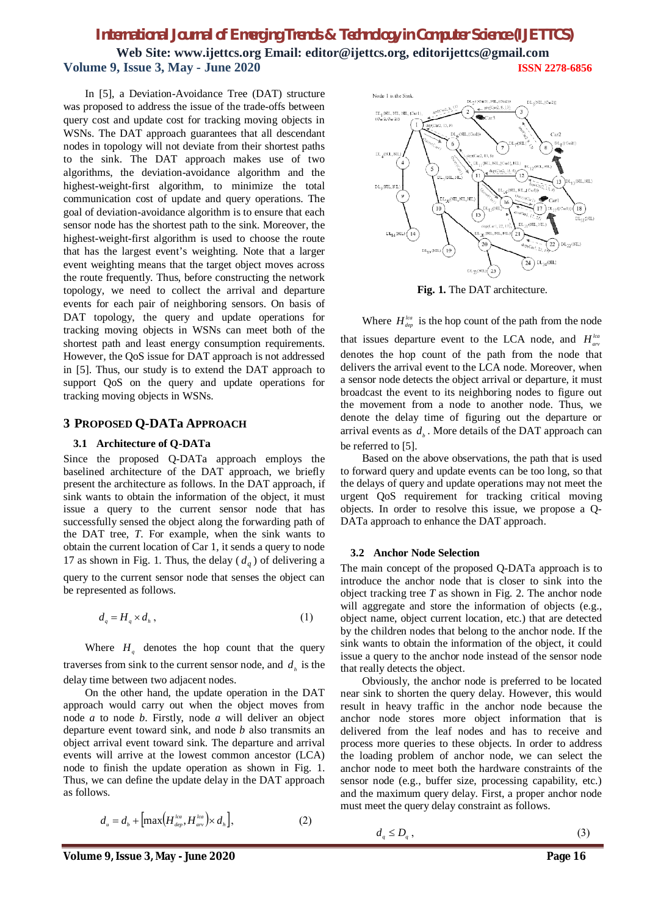In [5], a Deviation-Avoidance Tree (DAT) structure was proposed to address the issue of the trade-offs between query cost and update cost for tracking moving objects in WSNs. The DAT approach guarantees that all descendant nodes in topology will not deviate from their shortest paths to the sink. The DAT approach makes use of two algorithms, the deviation-avoidance algorithm and the highest-weight-first algorithm, to minimize the total communication cost of update and query operations. The goal of deviation-avoidance algorithm is to ensure that each sensor node has the shortest path to the sink. Moreover, the highest-weight-first algorithm is used to choose the route that has the largest event's weighting. Note that a larger event weighting means that the target object moves across the route frequently. Thus, before constructing the network topology, we need to collect the arrival and departure events for each pair of neighboring sensors. On basis of DAT topology, the query and update operations for tracking moving objects in WSNs can meet both of the shortest path and least energy consumption requirements. However, the QoS issue for DAT approach is not addressed in [5]. Thus, our study is to extend the DAT approach to support QoS on the query and update operations for tracking moving objects in WSNs.

## 3 Proposed Q-DATa Approach

### 3.1 Architecture of Q-DATa

Since the proposed Q-DATa approach employs the baselined architecture of the DAT approach, we briefly present the architecture as follows. In the DAT approach, if sink wants to obtain the information of the object, it must issue a query to the current sensor node that has successfully sensed the object along the forwarding path of the DAT tree, *T*. For example, when the sink wants to obtain the current location of Car 1, it sends a query to node 17 as shown in Fig. 1. Thus, the delay ($d_q$) of delivering a query to the current sensor node that senses the object can be represented as follows.

$$d_q = H_q \times d_h , \tag{1}$$

Where $H_q$ denotes the hop count that the query traverses from sink to the current sensor node, and $d_h$ is the delay time between two adjacent nodes.

On the other hand, the update operation in the DAT approach would carry out when the object moves from node *a* to node *b*. Firstly, node *a* will deliver an object departure event toward sink, and node *b* also transmits an object arrival event toward sink. The departure and arrival events will arrive at the lowest common ancestor (LCA) node to finish the update operation as shown in Fig. 1. Thus, we can define the update delay in the DAT approach as follows.

$$d_u = d_b + \left[\max\left(H_{dep}^{lca}, H_{arv}^{lca}\right) \times d_h\right], \tag{2}$$

**Fig. 1.** The DAT architecture.

Where $H_{dep}^{lca}$ is the hop count of the path from the node that issues departure event to the LCA node, and $H_{arv}^{lca}$ denotes the hop count of the path from the node that delivers the arrival event to the LCA node. Moreover, when a sensor node detects the object arrival or departure, it must broadcast the event to its neighboring nodes to figure out the movement from a node to another node. Thus, we denote the delay time of figuring out the departure or arrival events as $d_b$. More details of the DAT approach can be referred to [5].

Based on the above observations, the path that is used to forward query and update events can be too long, so that the delays of query and update operations may not meet the urgent QoS requirement for tracking critical moving objects. In order to resolve this issue, we propose a Q-DATa approach to enhance the DAT approach.

### 3.2 Anchor Node Selection

The main concept of the proposed Q-DATa approach is to introduce the anchor node that is closer to sink into the object tracking tree *T* as shown in Fig. 2. The anchor node will aggregate and store the information of objects (e.g., object name, object current location, etc.) that are detected by the children nodes that belong to the anchor node. If the sink wants to obtain the information of the object, it could issue a query to the anchor node instead of the sensor node that really detects the object.

Obviously, the anchor node is preferred to be located near sink to shorten the query delay. However, this would result in heavy traffic in the anchor node because the anchor node stores more object information that is delivered from the leaf nodes and has to receive and process more queries to these objects. In order to address the loading problem of anchor node, we can select the anchor node to meet both the hardware constraints of the sensor node (e.g., buffer size, processing capability, etc.) and the maximum query delay. First, a proper anchor node must meet the query delay constraint as follows.

$$d_q \leq D_q , \tag{3}$$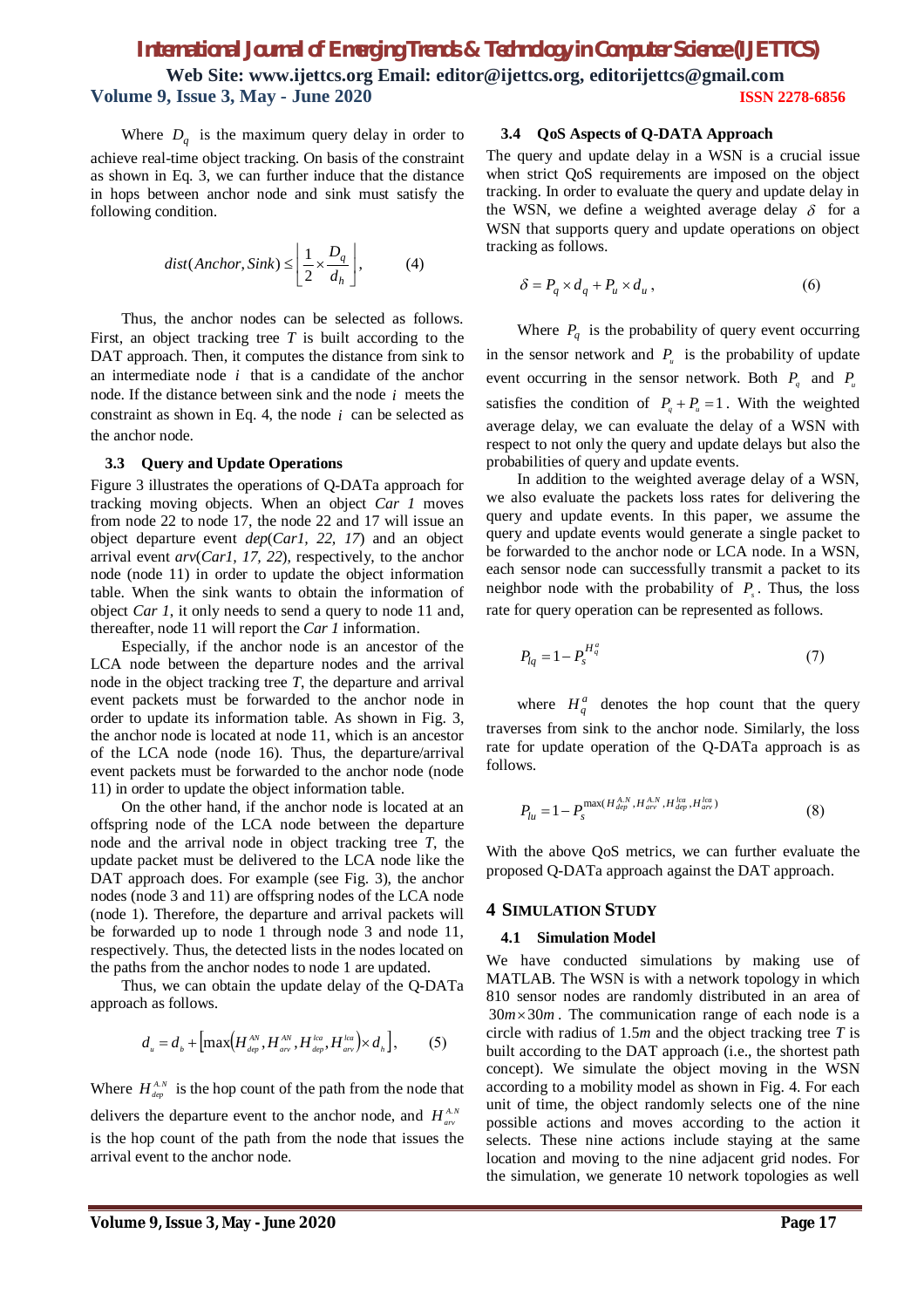Where $D_q$ is the maximum query delay in order to achieve real-time object tracking. On basis of the constraint as shown in Eq. 3, we can further induce that the distance in hops between anchor node and sink must satisfy the following condition.

$$dist(Anchor, Sink) \leq \left\lfloor \frac{1}{2} \times \frac{D_q}{d_h} \right\rfloor, \qquad (4)$$

Thus, the anchor nodes can be selected as follows. First, an object tracking tree *T* is built according to the DAT approach. Then, it computes the distance from sink to an intermediate node $i$ that is a candidate of the anchor node. If the distance between sink and the node $i$ meets the constraint as shown in Eq. 4, the node $i$ can be selected as the anchor node.

### 3.3 Query and Update Operations

Figure 3 illustrates the operations of Q-DATa approach for tracking moving objects. When an object *Car 1* moves from node 22 to node 17, the node 22 and 17 will issue an object departure event *dep*(*Car1, 22, 17*) and an object arrival event *arv*(*Car1, 17, 22*), respectively, to the anchor node (node 11) in order to update the object information table. When the sink wants to obtain the information of object *Car 1*, it only needs to send a query to node 11 and, thereafter, node 11 will report the *Car 1* information.

Especially, if the anchor node is an ancestor of the LCA node between the departure nodes and the arrival node in the object tracking tree *T*, the departure and arrival event packets must be forwarded to the anchor node in order to update its information table. As shown in Fig. 3, the anchor node is located at node 11, which is an ancestor of the LCA node (node 16). Thus, the departure/arrival event packets must be forwarded to the anchor node (node 11) in order to update the object information table.

On the other hand, if the anchor node is located at an offspring node of the LCA node between the departure node and the arrival node in object tracking tree *T*, the update packet must be delivered to the LCA node like the DAT approach does. For example (see Fig. 3), the anchor nodes (node 3 and 11) are offspring nodes of the LCA node (node 1). Therefore, the departure and arrival packets will be forwarded up to node 1 through node 3 and node 11, respectively. Thus, the detected lists in the nodes located on the paths from the anchor nodes to node 1 are updated.

Thus, we can obtain the update delay of the Q-DATa approach as follows.

$$d_u = d_b + \left[\max\left(H_{dep}^{AN}, H_{arv}^{AN}, H_{dep}^{lca}, H_{arv}^{lca}\right) \times d_h\right], \qquad (5)$$

Where $H_{dep}^{A.N}$ is the hop count of the path from the node that delivers the departure event to the anchor node, and $H_{arv}^{A.N}$ is the hop count of the path from the node that issues the arrival event to the anchor node.

### 3.4 QoS Aspects of Q-DATA Approach

The query and update delay in a WSN is a crucial issue when strict QoS requirements are imposed on the object tracking. In order to evaluate the query and update delay in the WSN, we define a weighted average delay $\delta$ for a WSN that supports query and update operations on object tracking as follows.

$$\delta = P_q \times d_q + P_u \times d_u, \qquad (6)$$

Where $P_q$ is the probability of query event occurring in the sensor network and $P_u$ is the probability of update event occurring in the sensor network. Both $P_q$ and $P_u$ satisfies the condition of $P_q + P_u = 1$. With the weighted average delay, we can evaluate the delay of a WSN with respect to not only the query and update delays but also the probabilities of query and update events.

In addition to the weighted average delay of a WSN, we also evaluate the packets loss rates for delivering the query and update events. In this paper, we assume the query and update events would generate a single packet to be forwarded to the anchor node or LCA node. In a WSN, each sensor node can successfully transmit a packet to its neighbor node with the probability of $P_s$. Thus, the loss rate for query operation can be represented as follows.

$$P_{lq} = 1 - P_s^{H_q^a} \qquad (7)$$

where $H_q^a$ denotes the hop count that the query traverses from sink to the anchor node. Similarly, the loss rate for update operation of the Q-DATa approach is as follows.

$$P_{lu} = 1 - P_s^{\max(H_{dep}^{A.N}, H_{arv}^{A.N}, H_{dep}^{lca}, H_{arv}^{lca})} \qquad (8)$$

With the above QoS metrics, we can further evaluate the proposed Q-DATa approach against the DAT approach.

## 4 Simulation Study

### 4.1 Simulation Model

We have conducted simulations by making use of MATLAB. The WSN is with a network topology in which 810 sensor nodes are randomly distributed in an area of $30m \times 30m$. The communication range of each node is a circle with radius of 1.5*m* and the object tracking tree *T* is built according to the DAT approach (i.e., the shortest path concept). We simulate the object moving in the WSN according to a mobility model as shown in Fig. 4. For each unit of time, the object randomly selects one of the nine possible actions and moves according to the action it selects. These nine actions include staying at the same location and moving to the nine adjacent grid nodes. For the simulation, we generate 10 network topologies as well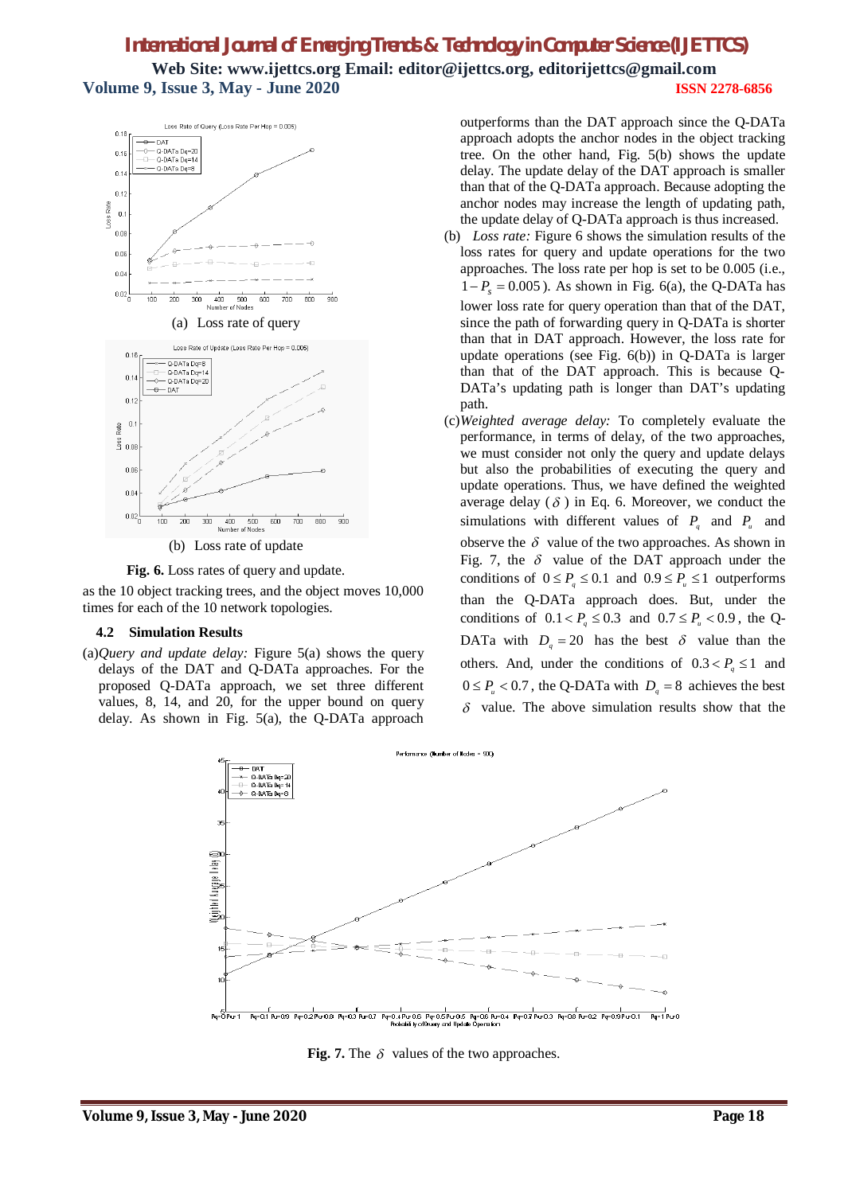(a) Loss rate of query

(b) Loss rate of update

**Fig. 6.** Loss rates of query and update.

as the 10 object tracking trees, and the object moves 10,000 times for each of the 10 network topologies.

### 4.2 Simulation Results

(a)*Query and update delay:* Figure 5(a) shows the query delays of the DAT and Q-DATa approaches. For the proposed Q-DATa approach, we set three different values, 8, 14, and 20, for the upper bound on query delay. As shown in Fig. 5(a), the Q-DATa approach outperforms than the DAT approach since the Q-DATa approach adopts the anchor nodes in the object tracking tree. On the other hand, Fig. 5(b) shows the update delay. The update delay of the DAT approach is smaller than that of the Q-DATa approach. Because adopting the anchor nodes may increase the length of updating path, the update delay of Q-DATa approach is thus increased.

(b) *Loss rate:* Figure 6 shows the simulation results of the loss rates for query and update operations for the two approaches. The loss rate per hop is set to be 0.005 (i.e., $1-P_s = 0.005$). As shown in Fig. 6(a), the Q-DATa has lower loss rate for query operation than that of the DAT, since the path of forwarding query in Q-DATa is shorter than that in DAT approach. However, the loss rate for update operations (see Fig. 6(b)) in Q-DATa is larger than that of the DAT approach. This is because Q-DATa's updating path is longer than DAT's updating path.

(c)*Weighted average delay:* To completely evaluate the performance, in terms of delay, of the two approaches, we must consider not only the query and update delays but also the probabilities of executing the query and update operations. Thus, we have defined the weighted average delay ($\delta$) in Eq. 6. Moreover, we conduct the simulations with different values of $P_q$ and $P_u$ and observe the $\delta$ value of the two approaches. As shown in Fig. 7, the $\delta$ value of the DAT approach under the conditions of $0 \le P_q \le 0.1$ and $0.9 \le P_u \le 1$ outperforms than the Q-DATa approach does. But, under the conditions of $0.1 < P_q \le 0.3$ and $0.7 \le P_u < 0.9$, the Q-DATa with $D_q = 20$ has the best $\delta$ value than the others. And, under the conditions of $0.3 < P_q \le 1$ and $0 \le P_u < 0.7$, the Q-DATa with $D_q = 8$ achieves the best $\delta$ value. The above simulation results show that the

**Fig. 7.** The $\delta$ values of the two approaches.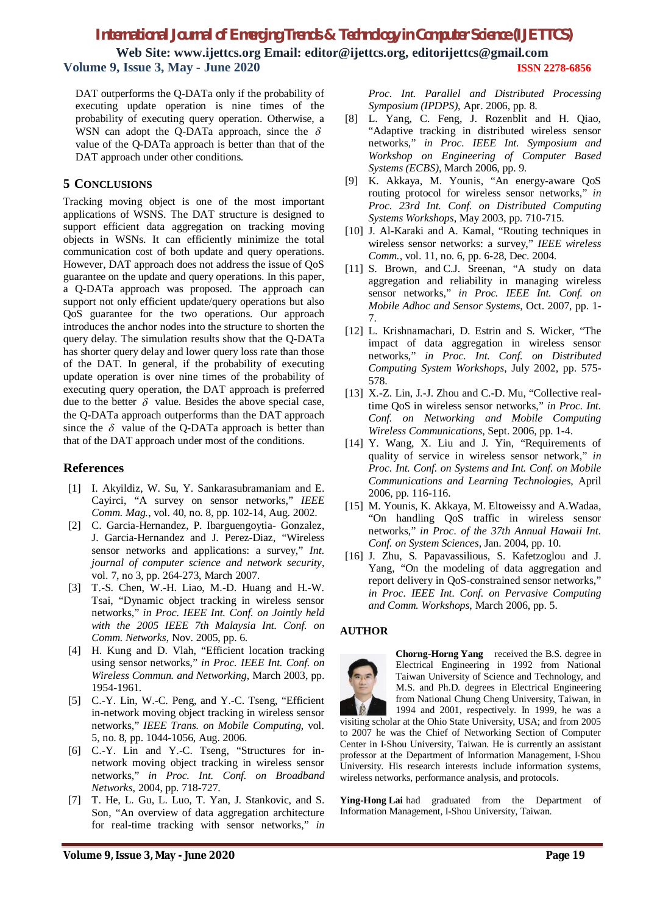DAT outperforms the Q-DATa only if the probability of executing update operation is nine times of the probability of executing query operation. Otherwise, a WSN can adopt the Q-DATa approach, since the $\delta$ value of the Q-DATa approach is better than that of the DAT approach under other conditions.

## 5 Conclusions

Tracking moving object is one of the most important applications of WSNS. The DAT structure is designed to support efficient data aggregation on tracking moving objects in WSNs. It can efficiently minimize the total communication cost of both update and query operations. However, DAT approach does not address the issue of QoS guarantee on the update and query operations. In this paper, a Q-DATa approach was proposed. The approach can support not only efficient update/query operations but also QoS guarantee for the two operations. Our approach introduces the anchor nodes into the structure to shorten the query delay. The simulation results show that the Q-DATa has shorter query delay and lower query loss rate than those of the DAT. In general, if the probability of executing update operation is over nine times of the probability of executing query operation, the DAT approach is preferred due to the better $\delta$ value. Besides the above special case, the Q-DATa approach outperforms than the DAT approach since the $\delta$ value of the Q-DATa approach is better than that of the DAT approach under most of the conditions.

## References

[1] I. Akyildiz, W. Su, Y. Sankarasubramaniam and E. Cayirci, "A survey on sensor networks," *IEEE Comm. Mag.*, vol. 40, no. 8, pp. 102-14, Aug. 2002.

[2] C. Garcia-Hernandez, P. Ibarguengoytia- Gonzalez, J. Garcia-Hernandez and J. Perez-Diaz, "Wireless sensor networks and applications: a survey," *Int. journal of computer science and network security*, vol. 7, no 3, pp. 264-273, March 2007.

[3] T.-S. Chen, W.-H. Liao, M.-D. Huang and H.-W. Tsai, "Dynamic object tracking in wireless sensor networks," *in Proc. IEEE Int. Conf. on Jointly held with the 2005 IEEE 7th Malaysia Int. Conf. on Comm. Networks*, Nov. 2005, pp. 6.

[4] H. Kung and D. Vlah, "Efficient location tracking using sensor networks," *in Proc. IEEE Int. Conf. on Wireless Commun. and Networking*, March 2003, pp. 1954-1961.

[5] C.-Y. Lin, W.-C. Peng, and Y.-C. Tseng, "Efficient in-network moving object tracking in wireless sensor networks," *IEEE Trans. on Mobile Computing*, vol. 5, no. 8, pp. 1044-1056, Aug. 2006.

[6] C.-Y. Lin and Y.-C. Tseng, "Structures for in-network moving object tracking in wireless sensor networks," *in Proc. Int. Conf. on Broadband Networks*, 2004, pp. 718-727.

[7] T. He, L. Gu, L. Luo, T. Yan, J. Stankovic, and S. Son, "An overview of data aggregation architecture for real-time tracking with sensor networks," *in Proc. Int. Parallel and Distributed Processing Symposium (IPDPS)*, Apr. 2006, pp. 8.

[8] L. Yang, C. Feng, J. Rozenblit and H. Qiao, "Adaptive tracking in distributed wireless sensor networks," *in Proc. IEEE Int. Symposium and Workshop on Engineering of Computer Based Systems (ECBS)*, March 2006, pp. 9.

[9] K. Akkaya, M. Younis, "An energy-aware QoS routing protocol for wireless sensor networks," *in Proc. 23rd Int. Conf. on Distributed Computing Systems Workshops*, May 2003, pp. 710-715.

[10] J. Al-Karaki and A. Kamal, "Routing techniques in wireless sensor networks: a survey," *IEEE wireless Comm.*, vol. 11, no. 6, pp. 6-28, Dec. 2004.

[11] S. Brown, and C.J. Sreenan, "A study on data aggregation and reliability in managing wireless sensor networks," *in Proc. IEEE Int. Conf. on Mobile Adhoc and Sensor Systems*, Oct. 2007, pp. 1-7.

[12] L. Krishnamachari, D. Estrin and S. Wicker, "The impact of data aggregation in wireless sensor networks," *in Proc. Int. Conf. on Distributed Computing System Workshops*, July 2002, pp. 575-578.

[13] X.-Z. Lin, J.-J. Zhou and C.-D. Mu, "Collective real-time QoS in wireless sensor networks," *in Proc. Int. Conf. on Networking and Mobile Computing Wireless Communications*, Sept. 2006, pp. 1-4.

[14] Y. Wang, X. Liu and J. Yin, "Requirements of quality of service in wireless sensor network," *in Proc. Int. Conf. on Systems and Int. Conf. on Mobile Communications and Learning Technologies*, April 2006, pp. 116-116.

[15] M. Younis, K. Akkaya, M. Eltoweissy and A.Wadaa, "On handling QoS traffic in wireless sensor networks," *in Proc. of the 37th Annual Hawaii Int. Conf. on System Sciences*, Jan. 2004, pp. 10.

[16] J. Zhu, S. Papavassilious, S. Kafetzoglou and J. Yang, "On the modeling of data aggregation and report delivery in QoS-constrained sensor networks," *in Proc. IEEE Int. Conf. on Pervasive Computing and Comm. Workshops*, March 2006, pp. 5.

## AUTHOR

**Chorng-Horng Yang** received the B.S. degree in Electrical Engineering in 1992 from National Taiwan University of Science and Technology, and M.S. and Ph.D. degrees in Electrical Engineering from National Chung Cheng University, Taiwan, in 1994 and 2001, respectively. In 1999, he was a visiting scholar at the Ohio State University, USA; and from 2005 to 2007 he was the Chief of Networking Section of Computer Center in I-Shou University, Taiwan. He is currently an assistant professor at the Department of Information Management, I-Shou University. His research interests include information systems, wireless networks, performance analysis, and protocols.

**Ying-Hong Lai** had graduated from the Department of Information Management, I-Shou University, Taiwan.